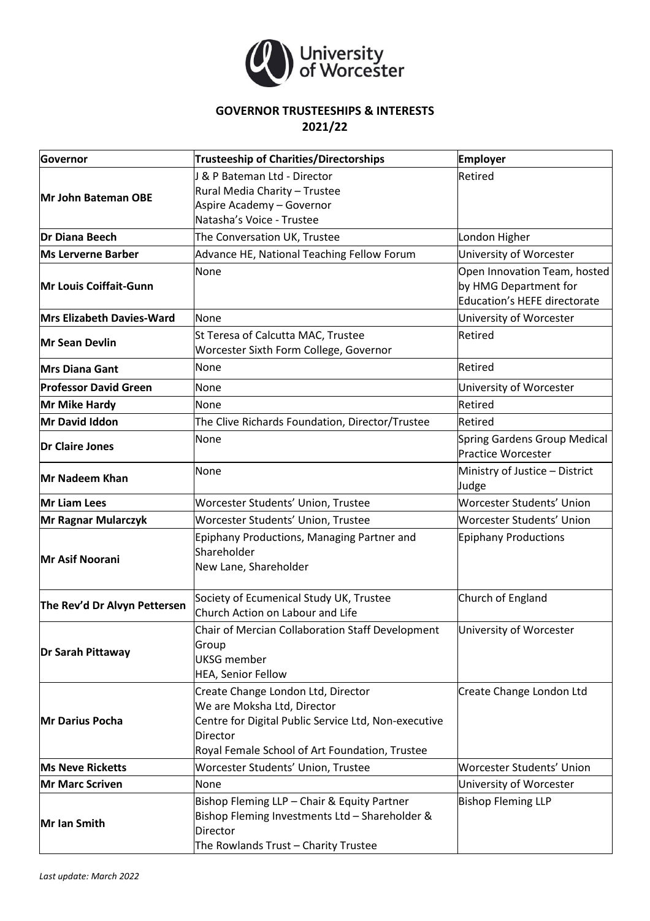# GOVERNOR TRUSTEESHIPS & INTERESTS
## 2021/22

| Governor | Trusteeship of Charities/Directorships | Employer |
|---|---|---|
| **Mr John Bateman OBE** | J & P Bateman Ltd - Director<br>Rural Media Charity – Trustee<br>Aspire Academy – Governor<br>Natasha's Voice - Trustee | Retired |
| **Dr Diana Beech** | The Conversation UK, Trustee | London Higher |
| **Ms Lerverne Barber** | Advance HE, National Teaching Fellow Forum | University of Worcester |
| **Mr Louis Coiffait-Gunn** | None | Open Innovation Team, hosted by HMG Department for Education's HEFE directorate |
| **Mrs Elizabeth Davies-Ward** | None | University of Worcester |
| **Mr Sean Devlin** | St Teresa of Calcutta MAC, Trustee<br>Worcester Sixth Form College, Governor | Retired |
| **Mrs Diana Gant** | None | Retired |
| **Professor David Green** | None | University of Worcester |
| **Mr Mike Hardy** | None | Retired |
| **Mr David Iddon** | The Clive Richards Foundation, Director/Trustee | Retired |
| **Dr Claire Jones** | None | Spring Gardens Group Medical Practice Worcester |
| **Mr Nadeem Khan** | None | Ministry of Justice – District Judge |
| **Mr Liam Lees** | Worcester Students' Union, Trustee | Worcester Students' Union |
| **Mr Ragnar Mularczyk** | Worcester Students' Union, Trustee | Worcester Students' Union |
| **Mr Asif Noorani** | Epiphany Productions, Managing Partner and Shareholder<br>New Lane, Shareholder | Epiphany Productions |
| **The Rev'd Dr Alvyn Pettersen** | Society of Ecumenical Study UK, Trustee<br>Church Action on Labour and Life | Church of England |
| **Dr Sarah Pittaway** | Chair of Mercian Collaboration Staff Development Group<br>UKSG member<br>HEA, Senior Fellow | University of Worcester |
| **Mr Darius Pocha** | Create Change London Ltd, Director<br>We are Moksha Ltd, Director<br>Centre for Digital Public Service Ltd, Non-executive Director<br>Royal Female School of Art Foundation, Trustee | Create Change London Ltd |
| **Ms Neve Ricketts** | Worcester Students' Union, Trustee | Worcester Students' Union |
| **Mr Marc Scriven** | None | University of Worcester |
| **Mr Ian Smith** | Bishop Fleming LLP – Chair & Equity Partner<br>Bishop Fleming Investments Ltd – Shareholder & Director<br>The Rowlands Trust – Charity Trustee | Bishop Fleming LLP |

*Last update: March 2022*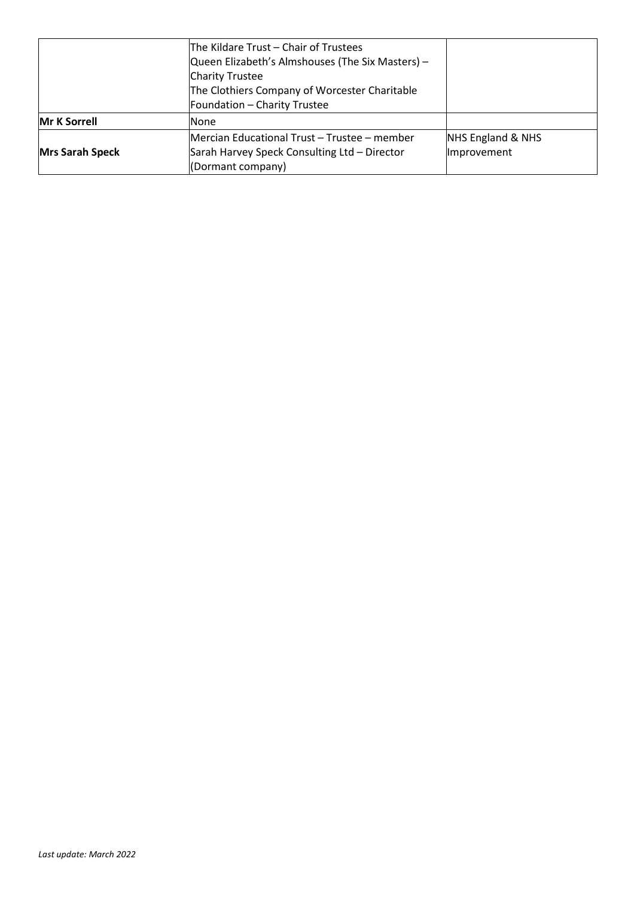| | | |
|---|---|---|
| | The Kildare Trust – Chair of Trustees<br>Queen Elizabeth's Almshouses (The Six Masters) – Charity Trustee<br>The Clothiers Company of Worcester Charitable Foundation – Charity Trustee | |
| **Mr K Sorrell** | None | |
| **Mrs Sarah Speck** | Mercian Educational Trust – Trustee – member<br>Sarah Harvey Speck Consulting Ltd – Director (Dormant company) | NHS England & NHS Improvement |

*Last update: March 2022*